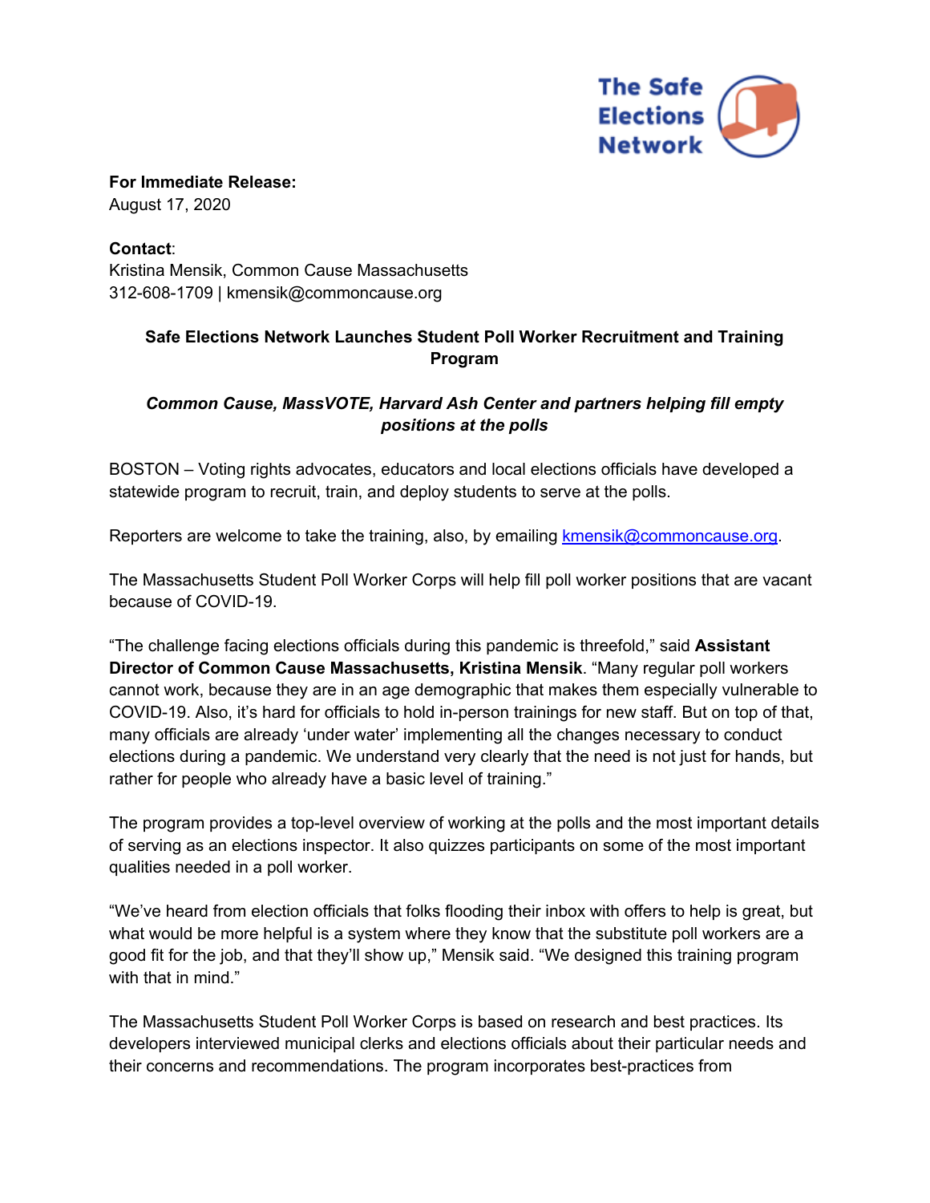The Safe Elections Network

**For Immediate Release:**
August 17, 2020

**Contact**:
Kristina Mensik, Common Cause Massachusetts
312-608-1709 | kmensik@commoncause.org

**Safe Elections Network Launches Student Poll Worker Recruitment and Training Program**

***Common Cause, MassVOTE, Harvard Ash Center and partners helping fill empty positions at the polls***

BOSTON – Voting rights advocates, educators and local elections officials have developed a statewide program to recruit, train, and deploy students to serve at the polls.

Reporters are welcome to take the training, also, by emailing kmensik@commoncause.org.

The Massachusetts Student Poll Worker Corps will help fill poll worker positions that are vacant because of COVID-19.

"The challenge facing elections officials during this pandemic is threefold," said **Assistant Director of Common Cause Massachusetts, Kristina Mensik**. "Many regular poll workers cannot work, because they are in an age demographic that makes them especially vulnerable to COVID-19. Also, it's hard for officials to hold in-person trainings for new staff. But on top of that, many officials are already 'under water' implementing all the changes necessary to conduct elections during a pandemic. We understand very clearly that the need is not just for hands, but rather for people who already have a basic level of training."

The program provides a top-level overview of working at the polls and the most important details of serving as an elections inspector. It also quizzes participants on some of the most important qualities needed in a poll worker.

"We've heard from election officials that folks flooding their inbox with offers to help is great, but what would be more helpful is a system where they know that the substitute poll workers are a good fit for the job, and that they'll show up," Mensik said. "We designed this training program with that in mind."

The Massachusetts Student Poll Worker Corps is based on research and best practices. Its developers interviewed municipal clerks and elections officials about their particular needs and their concerns and recommendations. The program incorporates best-practices from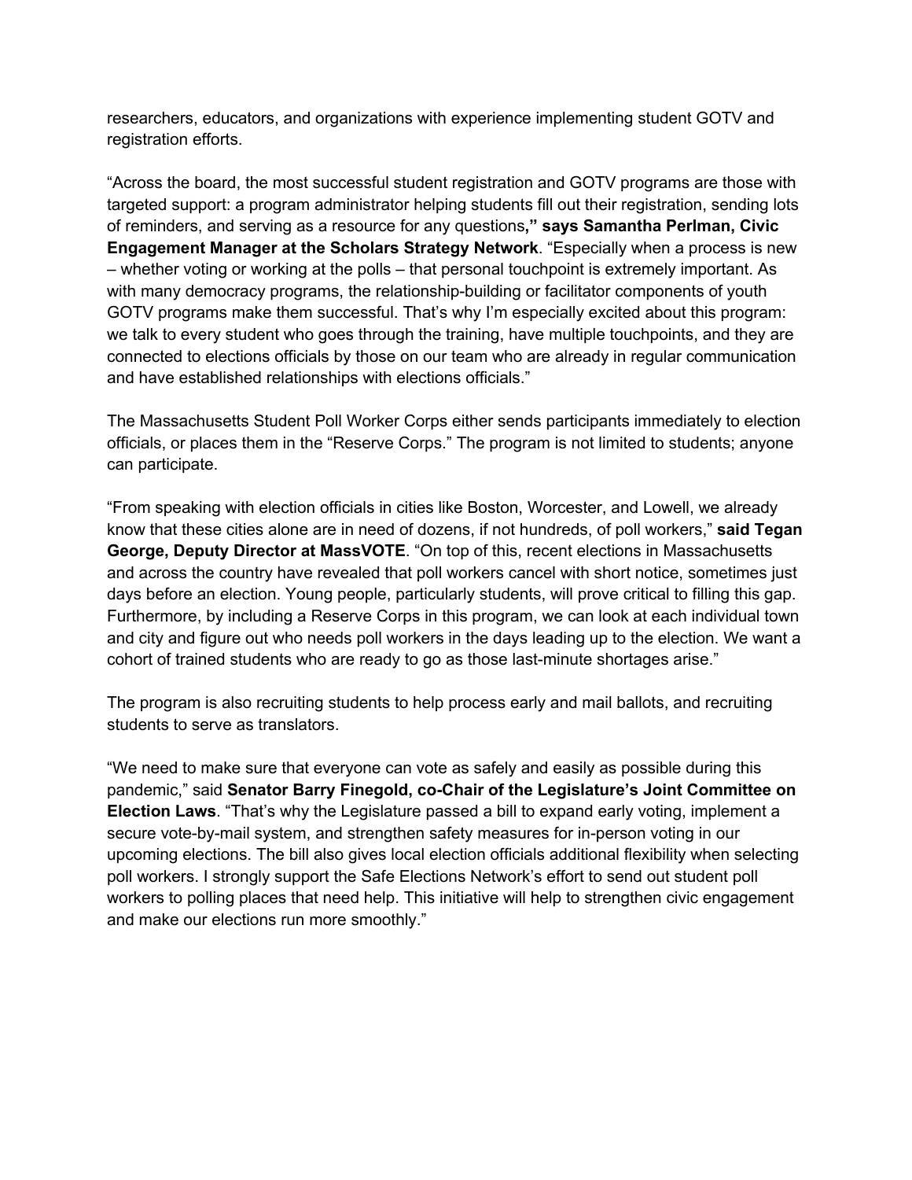researchers, educators, and organizations with experience implementing student GOTV and registration efforts.

"Across the board, the most successful student registration and GOTV programs are those with targeted support: a program administrator helping students fill out their registration, sending lots of reminders, and serving as a resource for any questions**," says Samantha Perlman, Civic Engagement Manager at the Scholars Strategy Network**. "Especially when a process is new – whether voting or working at the polls – that personal touchpoint is extremely important. As with many democracy programs, the relationship-building or facilitator components of youth GOTV programs make them successful. That's why I'm especially excited about this program: we talk to every student who goes through the training, have multiple touchpoints, and they are connected to elections officials by those on our team who are already in regular communication and have established relationships with elections officials."

The Massachusetts Student Poll Worker Corps either sends participants immediately to election officials, or places them in the "Reserve Corps." The program is not limited to students; anyone can participate.

"From speaking with election officials in cities like Boston, Worcester, and Lowell, we already know that these cities alone are in need of dozens, if not hundreds, of poll workers," **said Tegan George, Deputy Director at MassVOTE**. "On top of this, recent elections in Massachusetts and across the country have revealed that poll workers cancel with short notice, sometimes just days before an election. Young people, particularly students, will prove critical to filling this gap. Furthermore, by including a Reserve Corps in this program, we can look at each individual town and city and figure out who needs poll workers in the days leading up to the election. We want a cohort of trained students who are ready to go as those last-minute shortages arise."

The program is also recruiting students to help process early and mail ballots, and recruiting students to serve as translators.

"We need to make sure that everyone can vote as safely and easily as possible during this pandemic," said **Senator Barry Finegold, co-Chair of the Legislature's Joint Committee on Election Laws**. "That's why the Legislature passed a bill to expand early voting, implement a secure vote-by-mail system, and strengthen safety measures for in-person voting in our upcoming elections. The bill also gives local election officials additional flexibility when selecting poll workers. I strongly support the Safe Elections Network's effort to send out student poll workers to polling places that need help. This initiative will help to strengthen civic engagement and make our elections run more smoothly."